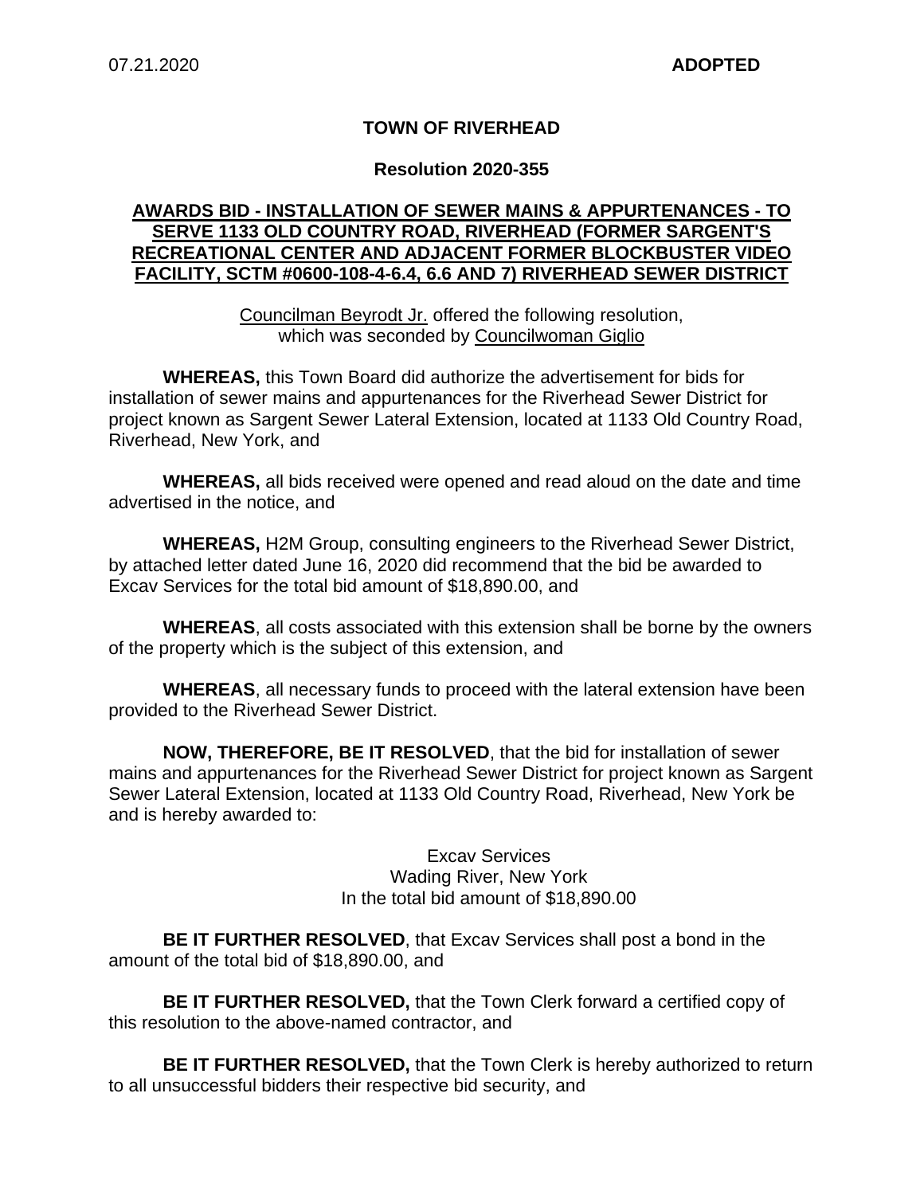07.21.2020 **ADOPTED**

**TOWN OF RIVERHEAD**

**Resolution 2020-355**

**AWARDS BID - INSTALLATION OF SEWER MAINS & APPURTENANCES - TO SERVE 1133 OLD COUNTRY ROAD, RIVERHEAD (FORMER SARGENT'S RECREATIONAL CENTER AND ADJACENT FORMER BLOCKBUSTER VIDEO FACILITY, SCTM #0600-108-4-6.4, 6.6 AND 7) RIVERHEAD SEWER DISTRICT**

Councilman Beyrodt Jr. offered the following resolution, which was seconded by Councilwoman Giglio

**WHEREAS,** this Town Board did authorize the advertisement for bids for installation of sewer mains and appurtenances for the Riverhead Sewer District for project known as Sargent Sewer Lateral Extension, located at 1133 Old Country Road, Riverhead, New York, and

**WHEREAS,** all bids received were opened and read aloud on the date and time advertised in the notice, and

**WHEREAS,** H2M Group, consulting engineers to the Riverhead Sewer District, by attached letter dated June 16, 2020 did recommend that the bid be awarded to Excav Services for the total bid amount of $18,890.00, and

**WHEREAS**, all costs associated with this extension shall be borne by the owners of the property which is the subject of this extension, and

**WHEREAS**, all necessary funds to proceed with the lateral extension have been provided to the Riverhead Sewer District.

**NOW, THEREFORE, BE IT RESOLVED**, that the bid for installation of sewer mains and appurtenances for the Riverhead Sewer District for project known as Sargent Sewer Lateral Extension, located at 1133 Old Country Road, Riverhead, New York be and is hereby awarded to:

Excav Services
Wading River, New York
In the total bid amount of $18,890.00

**BE IT FURTHER RESOLVED**, that Excav Services shall post a bond in the amount of the total bid of $18,890.00, and

**BE IT FURTHER RESOLVED,** that the Town Clerk forward a certified copy of this resolution to the above-named contractor, and

**BE IT FURTHER RESOLVED,** that the Town Clerk is hereby authorized to return to all unsuccessful bidders their respective bid security, and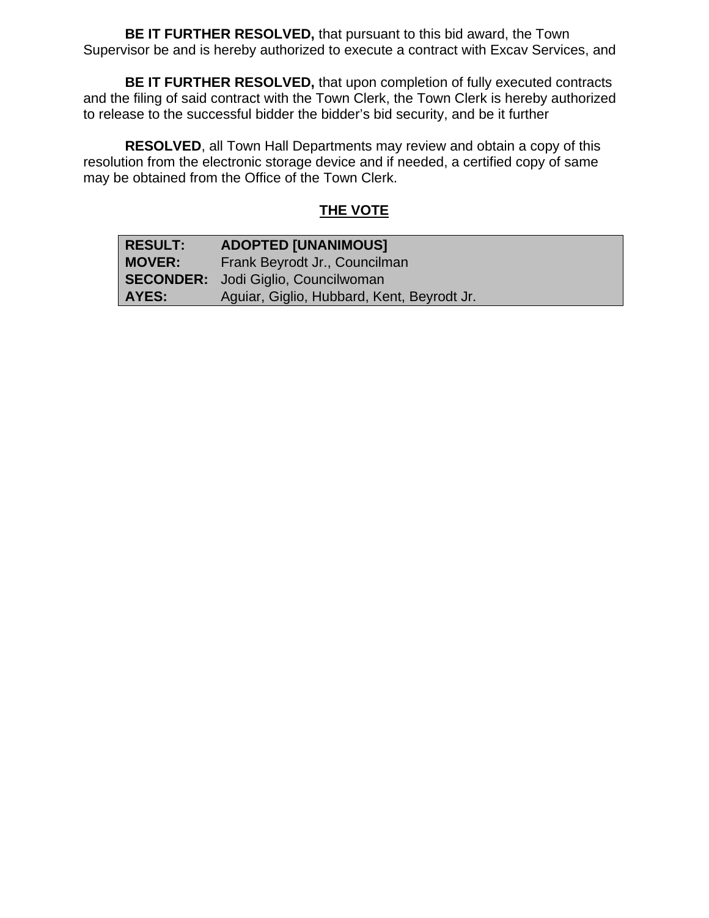**BE IT FURTHER RESOLVED,** that pursuant to this bid award, the Town Supervisor be and is hereby authorized to execute a contract with Excav Services, and

**BE IT FURTHER RESOLVED,** that upon completion of fully executed contracts and the filing of said contract with the Town Clerk, the Town Clerk is hereby authorized to release to the successful bidder the bidder's bid security, and be it further

**RESOLVED**, all Town Hall Departments may review and obtain a copy of this resolution from the electronic storage device and if needed, a certified copy of same may be obtained from the Office of the Town Clerk.

## THE VOTE

| | |
|---|---|
| **RESULT:** | **ADOPTED [UNANIMOUS]** |
| **MOVER:** | Frank Beyrodt Jr., Councilman |
| **SECONDER:** | Jodi Giglio, Councilwoman |
| **AYES:** | Aguiar, Giglio, Hubbard, Kent, Beyrodt Jr. |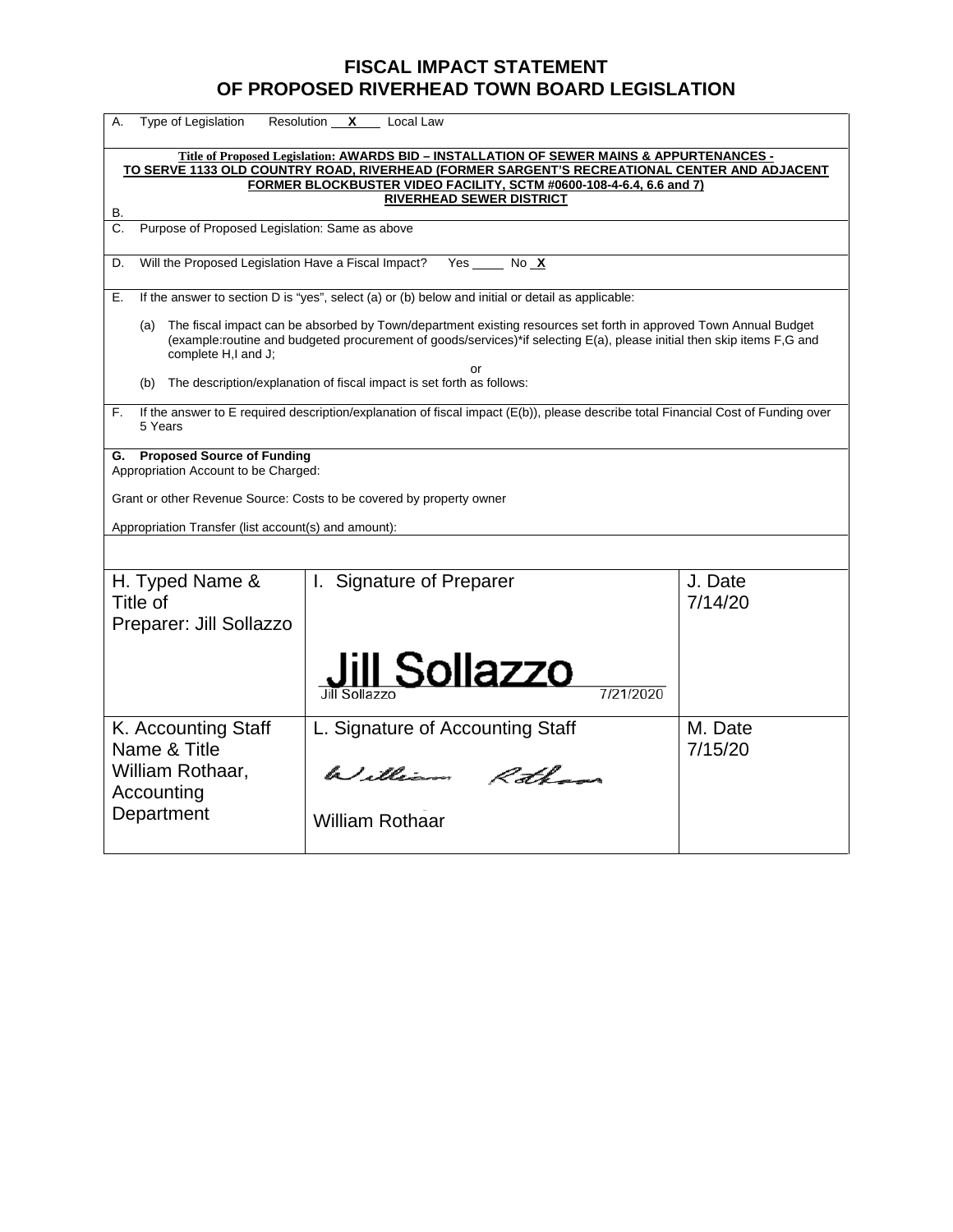# FISCAL IMPACT STATEMENT
# OF PROPOSED RIVERHEAD TOWN BOARD LEGISLATION

A. Type of Legislation  Resolution \_\_X\_\_ Local Law

B. **Title of Proposed Legislation: AWARDS BID – INSTALLATION OF SEWER MAINS & APPURTENANCES - TO SERVE 1133 OLD COUNTRY ROAD, RIVERHEAD (FORMER SARGENT'S RECREATIONAL CENTER AND ADJACENT FORMER BLOCKBUSTER VIDEO FACILITY, SCTM #0600-108-4-6.4, 6.6 and 7) RIVERHEAD SEWER DISTRICT**

C. Purpose of Proposed Legislation: Same as above

D. Will the Proposed Legislation Have a Fiscal Impact?  Yes \_\_\_\_ No \_X\_

E. If the answer to section D is "yes", select (a) or (b) below and initial or detail as applicable:

(a) The fiscal impact can be absorbed by Town/department existing resources set forth in approved Town Annual Budget (example:routine and budgeted procurement of goods/services)*if selecting E(a), please initial then skip items F,G and complete H,I and J;

or

(b) The description/explanation of fiscal impact is set forth as follows:

F. If the answer to E required description/explanation of fiscal impact (E(b)), please describe total Financial Cost of Funding over 5 Years

**G. Proposed Source of Funding**

Appropriation Account to be Charged:

Grant or other Revenue Source: Costs to be covered by property owner

Appropriation Transfer (list account(s) and amount):

| | | |
|---|---|---|
| H. Typed Name & Title of Preparer: Jill Sollazzo | I. Signature of Preparer<br>Jill Sollazzo<br>Jill Sollazzo 7/21/2020 | J. Date<br>7/14/20 |
| K. Accounting Staff Name & Title<br>William Rothaar, Accounting Department | L. Signature of Accounting Staff<br>William Rothaar<br>William Rothaar | M. Date<br>7/15/20 |